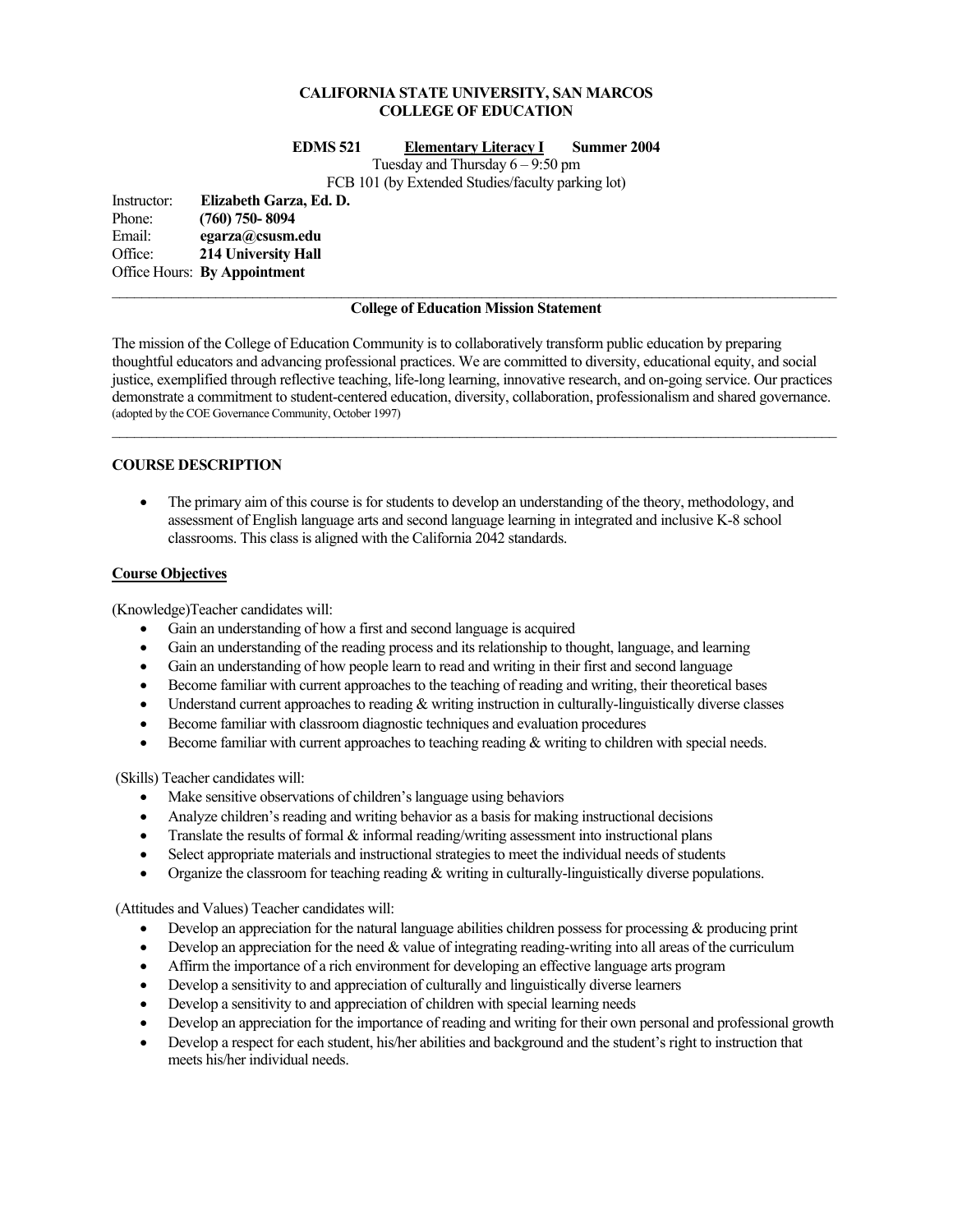**CALIFORNIA STATE UNIVERSITY, SAN MARCOS**
**COLLEGE OF EDUCATION**

**EDMS 521 Elementary Literacy I Summer 2004**
Tuesday and Thursday 6 – 9:50 pm
FCB 101 (by Extended Studies/faculty parking lot)

Instructor: **Elizabeth Garza, Ed. D.**
Phone: **(760) 750- 8094**
Email: **egarza@csusm.edu**
Office: **214 University Hall**
Office Hours: **By Appointment**

---

**College of Education Mission Statement**

The mission of the College of Education Community is to collaboratively transform public education by preparing thoughtful educators and advancing professional practices. We are committed to diversity, educational equity, and social justice, exemplified through reflective teaching, life-long learning, innovative research, and on-going service. Our practices demonstrate a commitment to student-centered education, diversity, collaboration, professionalism and shared governance. (adopted by the COE Governance Community, October 1997)

---

## COURSE DESCRIPTION

- The primary aim of this course is for students to develop an understanding of the theory, methodology, and assessment of English language arts and second language learning in integrated and inclusive K-8 school classrooms. This class is aligned with the California 2042 standards.

### Course Objectives

(Knowledge)Teacher candidates will:

- Gain an understanding of how a first and second language is acquired
- Gain an understanding of the reading process and its relationship to thought, language, and learning
- Gain an understanding of how people learn to read and writing in their first and second language
- Become familiar with current approaches to the teaching of reading and writing, their theoretical bases
- Understand current approaches to reading & writing instruction in culturally-linguistically diverse classes
- Become familiar with classroom diagnostic techniques and evaluation procedures
- Become familiar with current approaches to teaching reading & writing to children with special needs.

(Skills) Teacher candidates will:

- Make sensitive observations of children's language using behaviors
- Analyze children's reading and writing behavior as a basis for making instructional decisions
- Translate the results of formal & informal reading/writing assessment into instructional plans
- Select appropriate materials and instructional strategies to meet the individual needs of students
- Organize the classroom for teaching reading & writing in culturally-linguistically diverse populations.

(Attitudes and Values) Teacher candidates will:

- Develop an appreciation for the natural language abilities children possess for processing & producing print
- Develop an appreciation for the need & value of integrating reading-writing into all areas of the curriculum
- Affirm the importance of a rich environment for developing an effective language arts program
- Develop a sensitivity to and appreciation of culturally and linguistically diverse learners
- Develop a sensitivity to and appreciation of children with special learning needs
- Develop an appreciation for the importance of reading and writing for their own personal and professional growth
- Develop a respect for each student, his/her abilities and background and the student's right to instruction that meets his/her individual needs.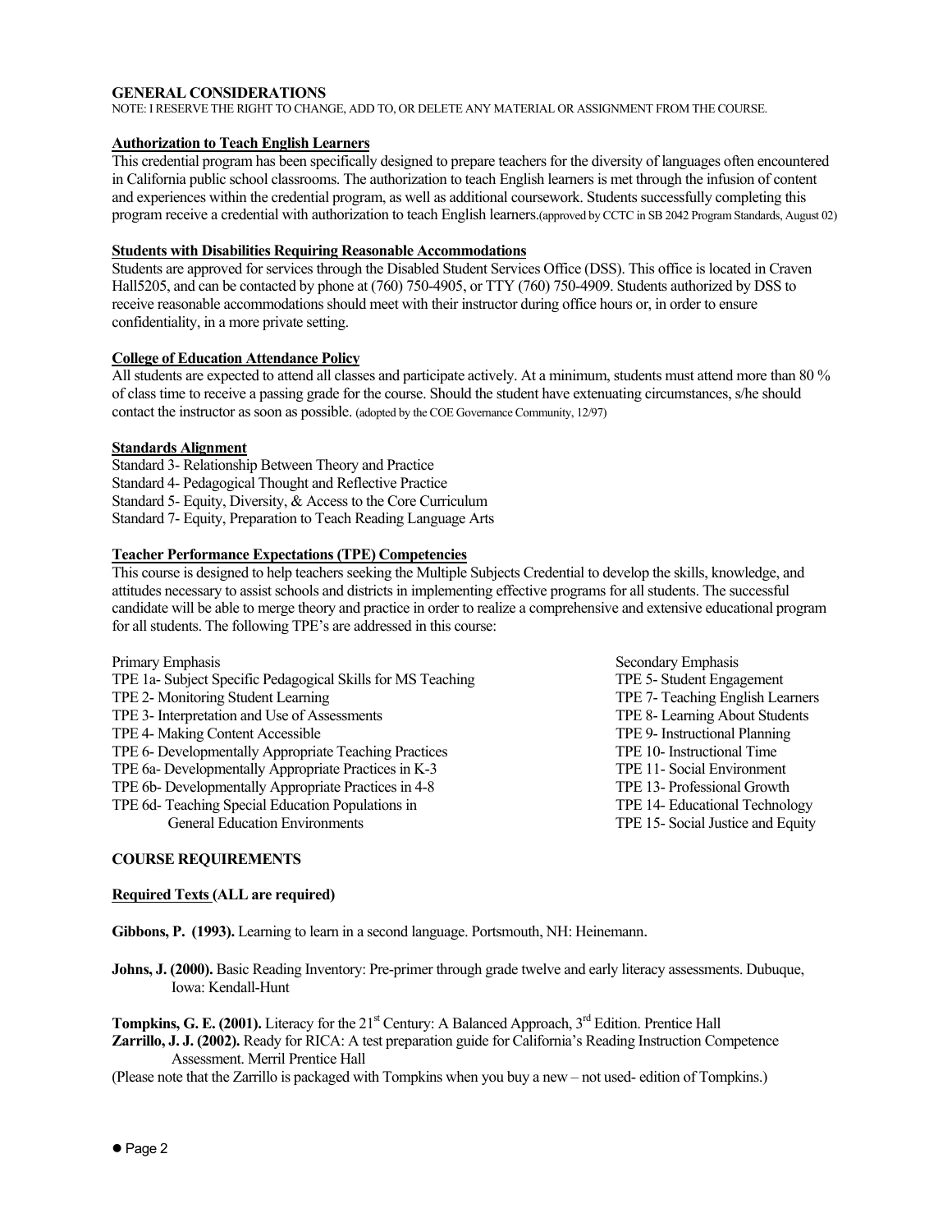**GENERAL CONSIDERATIONS**

NOTE: I RESERVE THE RIGHT TO CHANGE, ADD TO, OR DELETE ANY MATERIAL OR ASSIGNMENT FROM THE COURSE.

**Authorization to Teach English Learners**

This credential program has been specifically designed to prepare teachers for the diversity of languages often encountered in California public school classrooms. The authorization to teach English learners is met through the infusion of content and experiences within the credential program, as well as additional coursework. Students successfully completing this program receive a credential with authorization to teach English learners.(approved by CCTC in SB 2042 Program Standards, August 02)

**Students with Disabilities Requiring Reasonable Accommodations**

Students are approved for services through the Disabled Student Services Office (DSS). This office is located in Craven Hall5205, and can be contacted by phone at (760) 750-4905, or TTY (760) 750-4909. Students authorized by DSS to receive reasonable accommodations should meet with their instructor during office hours or, in order to ensure confidentiality, in a more private setting.

**College of Education Attendance Policy**

All students are expected to attend all classes and participate actively. At a minimum, students must attend more than 80 % of class time to receive a passing grade for the course. Should the student have extenuating circumstances, s/he should contact the instructor as soon as possible. (adopted by the COE Governance Community, 12/97)

**Standards Alignment**

Standard 3- Relationship Between Theory and Practice
Standard 4- Pedagogical Thought and Reflective Practice
Standard 5- Equity, Diversity, & Access to the Core Curriculum
Standard 7- Equity, Preparation to Teach Reading Language Arts

**Teacher Performance Expectations (TPE) Competencies**

This course is designed to help teachers seeking the Multiple Subjects Credential to develop the skills, knowledge, and attitudes necessary to assist schools and districts in implementing effective programs for all students. The successful candidate will be able to merge theory and practice in order to realize a comprehensive and extensive educational program for all students. The following TPE's are addressed in this course:

Primary Emphasis
TPE 1a- Subject Specific Pedagogical Skills for MS Teaching
TPE 2- Monitoring Student Learning
TPE 3- Interpretation and Use of Assessments
TPE 4- Making Content Accessible
TPE 6- Developmentally Appropriate Teaching Practices
TPE 6a- Developmentally Appropriate Practices in K-3
TPE 6b- Developmentally Appropriate Practices in 4-8
TPE 6d- Teaching Special Education Populations in General Education Environments

Secondary Emphasis
TPE 5- Student Engagement
TPE 7- Teaching English Learners
TPE 8- Learning About Students
TPE 9- Instructional Planning
TPE 10- Instructional Time
TPE 11- Social Environment
TPE 13- Professional Growth
TPE 14- Educational Technology
TPE 15- Social Justice and Equity

**COURSE REQUIREMENTS**

**Required Texts (ALL are required)**

**Gibbons, P. (1993).** Learning to learn in a second language. Portsmouth, NH: Heinemann.

**Johns, J. (2000).** Basic Reading Inventory: Pre-primer through grade twelve and early literacy assessments. Dubuque, Iowa: Kendall-Hunt

**Tompkins, G. E. (2001).** Literacy for the 21st Century: A Balanced Approach, 3rd Edition. Prentice Hall

**Zarrillo, J. J. (2002).** Ready for RICA: A test preparation guide for California's Reading Instruction Competence Assessment. Merril Prentice Hall

(Please note that the Zarrillo is packaged with Tompkins when you buy a new – not used- edition of Tompkins.)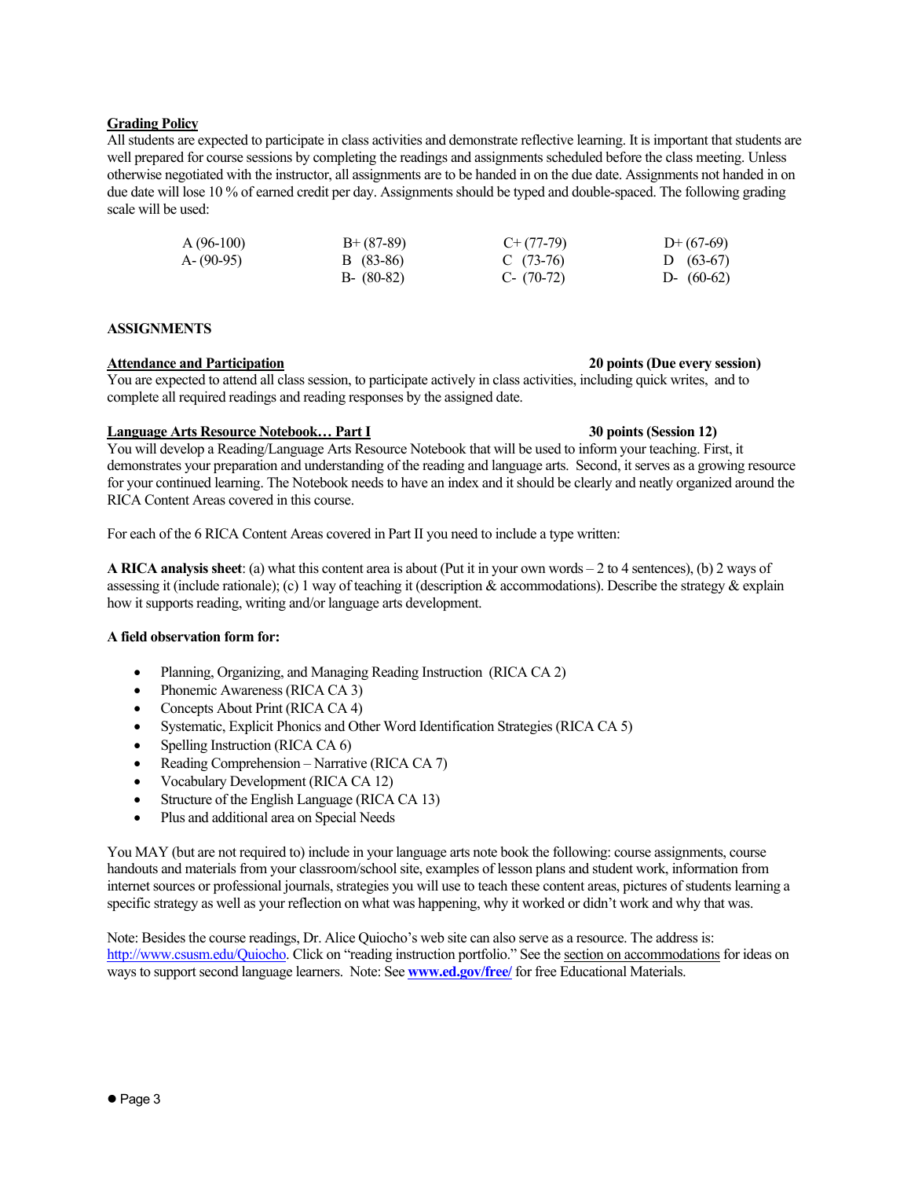**<u>Grading Policy</u>**

All students are expected to participate in class activities and demonstrate reflective learning. It is important that students are well prepared for course sessions by completing the readings and assignments scheduled before the class meeting. Unless otherwise negotiated with the instructor, all assignments are to be handed in on the due date. Assignments not handed in on due date will lose 10 % of earned credit per day. Assignments should be typed and double-spaced. The following grading scale will be used:

| | | | |
|---|---|---|---|
| A (96-100) | B+ (87-89) | C+ (77-79) | D+ (67-69) |
| A- (90-95) | B (83-86) | C (73-76) | D (63-67) |
| | B- (80-82) | C- (70-72) | D- (60-62) |

**ASSIGNMENTS**

**<u>Attendance and Participation</u>** **20 points (Due every session)**

You are expected to attend all class session, to participate actively in class activities, including quick writes, and to complete all required readings and reading responses by the assigned date.

**<u>Language Arts Resource Notebook… Part I</u>** **30 points (Session 12)**

You will develop a Reading/Language Arts Resource Notebook that will be used to inform your teaching. First, it demonstrates your preparation and understanding of the reading and language arts. Second, it serves as a growing resource for your continued learning. The Notebook needs to have an index and it should be clearly and neatly organized around the RICA Content Areas covered in this course.

For each of the 6 RICA Content Areas covered in Part II you need to include a type written:

**A RICA analysis sheet**: (a) what this content area is about (Put it in your own words – 2 to 4 sentences), (b) 2 ways of assessing it (include rationale); (c) 1 way of teaching it (description & accommodations). Describe the strategy & explain how it supports reading, writing and/or language arts development.

**A field observation form for:**

- Planning, Organizing, and Managing Reading Instruction (RICA CA 2)
- Phonemic Awareness (RICA CA 3)
- Concepts About Print (RICA CA 4)
- Systematic, Explicit Phonics and Other Word Identification Strategies (RICA CA 5)
- Spelling Instruction (RICA CA 6)
- Reading Comprehension – Narrative (RICA CA 7)
- Vocabulary Development (RICA CA 12)
- Structure of the English Language (RICA CA 13)
- Plus and additional area on Special Needs

You MAY (but are not required to) include in your language arts note book the following: course assignments, course handouts and materials from your classroom/school site, examples of lesson plans and student work, information from internet sources or professional journals, strategies you will use to teach these content areas, pictures of students learning a specific strategy as well as your reflection on what was happening, why it worked or didn't work and why that was.

Note: Besides the course readings, Dr. Alice Quiocho's web site can also serve as a resource. The address is: http://www.csusm.edu/Quiocho. Click on "reading instruction portfolio." See the <u>section on accommodations</u> for ideas on ways to support second language learners. Note: See **www.ed.gov/free/** for free Educational Materials.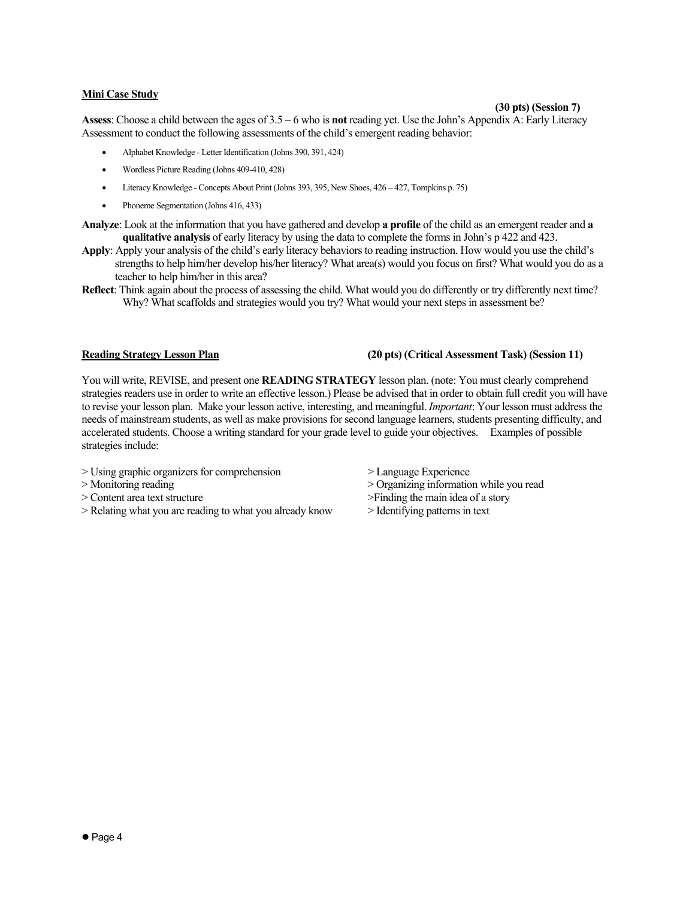**Mini Case Study**

**(30 pts) (Session 7)**

**Assess**: Choose a child between the ages of 3.5 – 6 who is **not** reading yet. Use the John's Appendix A: Early Literacy Assessment to conduct the following assessments of the child's emergent reading behavior:

- Alphabet Knowledge - Letter Identification (Johns 390, 391, 424)
- Wordless Picture Reading (Johns 409-410, 428)
- Literacy Knowledge - Concepts About Print (Johns 393, 395, New Shoes, 426 – 427, Tompkins p. 75)
- Phoneme Segmentation (Johns 416, 433)

**Analyze**: Look at the information that you have gathered and develop **a profile** of the child as an emergent reader and **a qualitative analysis** of early literacy by using the data to complete the forms in John's p 422 and 423.

**Apply**: Apply your analysis of the child's early literacy behaviors to reading instruction. How would you use the child's strengths to help him/her develop his/her literacy? What area(s) would you focus on first? What would you do as a teacher to help him/her in this area?

**Reflect**: Think again about the process of assessing the child. What would you do differently or try differently next time? Why? What scaffolds and strategies would you try? What would your next steps in assessment be?

**Reading Strategy Lesson Plan** **(20 pts) (Critical Assessment Task) (Session 11)**

You will write, REVISE, and present one **READING STRATEGY** lesson plan. (note: You must clearly comprehend strategies readers use in order to write an effective lesson.) Please be advised that in order to obtain full credit you will have to revise your lesson plan. Make your lesson active, interesting, and meaningful. *Important*: Your lesson must address the needs of mainstream students, as well as make provisions for second language learners, students presenting difficulty, and accelerated students. Choose a writing standard for your grade level to guide your objectives. Examples of possible strategies include:

> Using graphic organizers for comprehension
> Monitoring reading
> Content area text structure
> Relating what you are reading to what you already know
> Language Experience
> Organizing information while you read
>Finding the main idea of a story
> Identifying patterns in text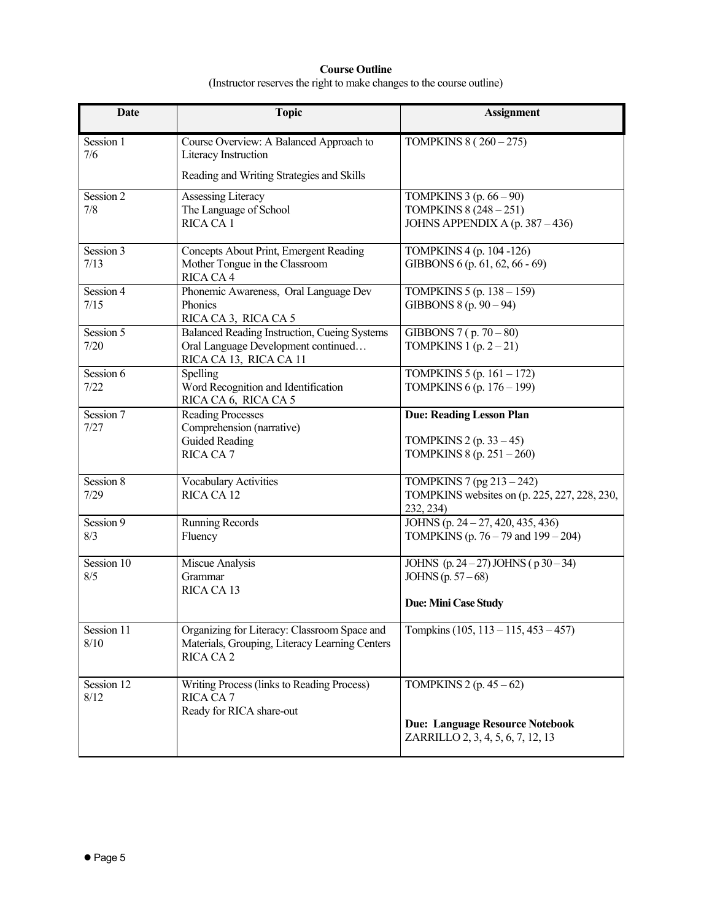**Course Outline**

(Instructor reserves the right to make changes to the course outline)

| Date | Topic | Assignment |
|---|---|---|
| Session 1<br>7/6 | Course Overview: A Balanced Approach to Literacy Instruction<br><br>Reading and Writing Strategies and Skills | TOMPKINS 8 ( 260 – 275) |
| Session 2<br>7/8 | Assessing Literacy<br>The Language of School<br>RICA CA 1 | TOMPKINS 3 (p. 66 – 90)<br>TOMPKINS 8 (248 – 251)<br>JOHNS APPENDIX A (p. 387 – 436) |
| Session 3<br>7/13 | Concepts About Print, Emergent Reading<br>Mother Tongue in the Classroom<br>RICA CA 4 | TOMPKINS 4 (p. 104 -126)<br>GIBBONS 6 (p. 61, 62, 66 - 69) |
| Session 4<br>7/15 | Phonemic Awareness, Oral Language Dev<br>Phonics<br>RICA CA 3, RICA CA 5 | TOMPKINS 5 (p. 138 – 159)<br>GIBBONS 8 (p. 90 – 94) |
| Session 5<br>7/20 | Balanced Reading Instruction, Cueing Systems<br>Oral Language Development continued…<br>RICA CA 13, RICA CA 11 | GIBBONS 7 ( p. 70 – 80)<br>TOMPKINS 1 (p. 2 – 21) |
| Session 6<br>7/22 | Spelling<br>Word Recognition and Identification<br>RICA CA 6, RICA CA 5 | TOMPKINS 5 (p. 161 – 172)<br>TOMPKINS 6 (p. 176 – 199) |
| Session 7<br>7/27 | Reading Processes<br>Comprehension (narrative)<br>Guided Reading<br>RICA CA 7 | **Due: Reading Lesson Plan**<br><br>TOMPKINS 2 (p. 33 – 45)<br>TOMPKINS 8 (p. 251 – 260) |
| Session 8<br>7/29 | Vocabulary Activities<br>RICA CA 12 | TOMPKINS 7 (pg 213 – 242)<br>TOMPKINS websites on (p. 225, 227, 228, 230, 232, 234) |
| Session 9<br>8/3 | Running Records<br>Fluency | JOHNS (p. 24 – 27, 420, 435, 436)<br>TOMPKINS (p. 76 – 79 and 199 – 204) |
| Session 10<br>8/5 | Miscue Analysis<br>Grammar<br>RICA CA 13 | JOHNS (p. 24 – 27) JOHNS ( p 30 – 34)<br>JOHNS (p. 57 – 68)<br><br>**Due: Mini Case Study** |
| Session 11<br>8/10 | Organizing for Literacy: Classroom Space and Materials, Grouping, Literacy Learning Centers<br>RICA CA 2 | Tompkins (105, 113 – 115, 453 – 457) |
| Session 12<br>8/12 | Writing Process (links to Reading Process)<br>RICA CA 7<br>Ready for RICA share-out | TOMPKINS 2 (p. 45 – 62)<br><br>**Due: Language Resource Notebook**<br>ZARRILLO 2, 3, 4, 5, 6, 7, 12, 13 |